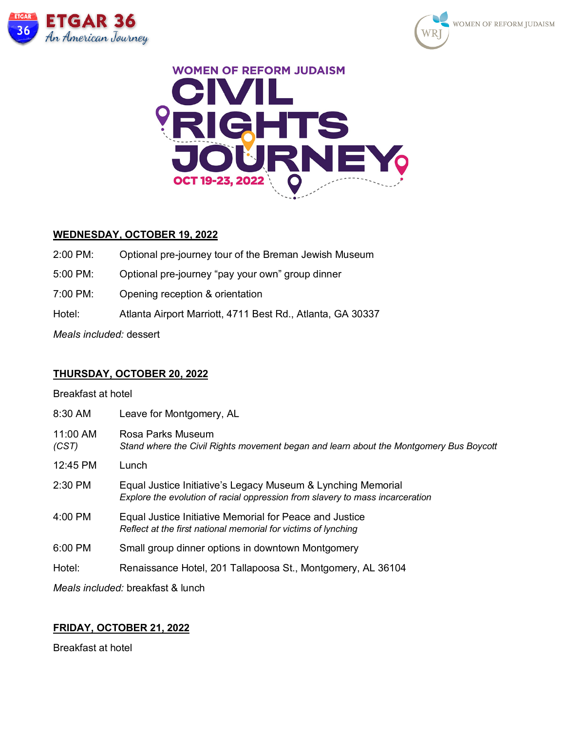ETGAR 36
*An American Journey*

WOMEN OF REFORM JUDAISM

# WOMEN OF REFORM JUDAISM CIVIL RIGHTS JOURNEY

**OCT 19-23, 2022**

## WEDNESDAY, OCTOBER 19, 2022

| | |
|---|---|
| 2:00 PM: | Optional pre-journey tour of the Breman Jewish Museum |
| 5:00 PM: | Optional pre-journey "pay your own" group dinner |
| 7:00 PM: | Opening reception & orientation |
| Hotel: | Atlanta Airport Marriott, 4711 Best Rd., Atlanta, GA 30337 |

*Meals included:* dessert

## THURSDAY, OCTOBER 20, 2022

Breakfast at hotel

| | |
|---|---|
| 8:30 AM | Leave for Montgomery, AL |
| 11:00 AM *(CST)* | Rosa Parks Museum<br>*Stand where the Civil Rights movement began and learn about the Montgomery Bus Boycott* |
| 12:45 PM | Lunch |
| 2:30 PM | Equal Justice Initiative's Legacy Museum & Lynching Memorial<br>*Explore the evolution of racial oppression from slavery to mass incarceration* |
| 4:00 PM | Equal Justice Initiative Memorial for Peace and Justice<br>*Reflect at the first national memorial for victims of lynching* |
| 6:00 PM | Small group dinner options in downtown Montgomery |
| Hotel: | Renaissance Hotel, 201 Tallapoosa St., Montgomery, AL 36104 |

*Meals included:* breakfast & lunch

## FRIDAY, OCTOBER 21, 2022

Breakfast at hotel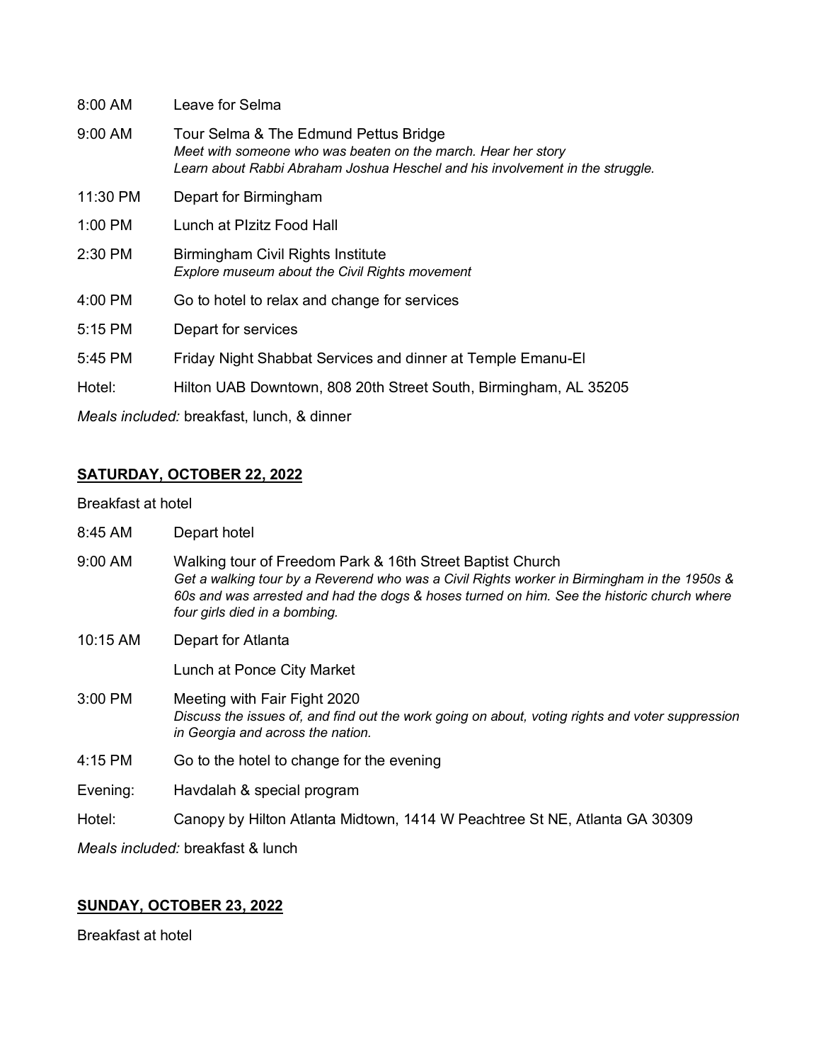| | |
|---|---|
| 8:00 AM | Leave for Selma |
| 9:00 AM | Tour Selma & The Edmund Pettus Bridge<br>*Meet with someone who was beaten on the march. Hear her story*<br>*Learn about Rabbi Abraham Joshua Heschel and his involvement in the struggle.* |
| 11:30 PM | Depart for Birmingham |
| 1:00 PM | Lunch at PIzitz Food Hall |
| 2:30 PM | Birmingham Civil Rights Institute<br>*Explore museum about the Civil Rights movement* |
| 4:00 PM | Go to hotel to relax and change for services |
| 5:15 PM | Depart for services |
| 5:45 PM | Friday Night Shabbat Services and dinner at Temple Emanu-El |
| Hotel: | Hilton UAB Downtown, 808 20th Street South, Birmingham, AL 35205 |

*Meals included:* breakfast, lunch, & dinner

**SATURDAY, OCTOBER 22, 2022**

Breakfast at hotel

| | |
|---|---|
| 8:45 AM | Depart hotel |
| 9:00 AM | Walking tour of Freedom Park & 16th Street Baptist Church<br>*Get a walking tour by a Reverend who was a Civil Rights worker in Birmingham in the 1950s & 60s and was arrested and had the dogs & hoses turned on him. See the historic church where four girls died in a bombing.* |
| 10:15 AM | Depart for Atlanta |
| | Lunch at Ponce City Market |
| 3:00 PM | Meeting with Fair Fight 2020<br>*Discuss the issues of, and find out the work going on about, voting rights and voter suppression in Georgia and across the nation.* |
| 4:15 PM | Go to the hotel to change for the evening |
| Evening: | Havdalah & special program |
| Hotel: | Canopy by Hilton Atlanta Midtown, 1414 W Peachtree St NE, Atlanta GA 30309 |

*Meals included:* breakfast & lunch

**SUNDAY, OCTOBER 23, 2022**

Breakfast at hotel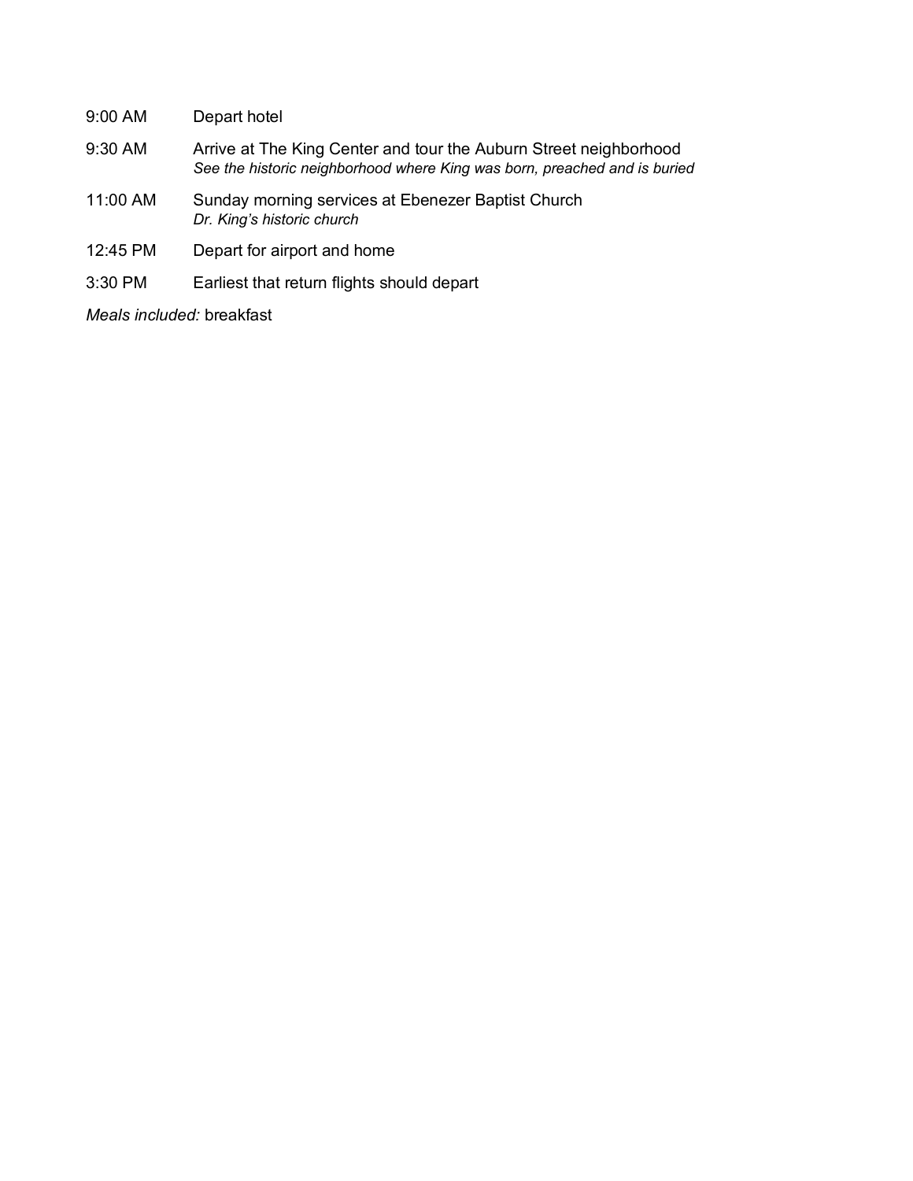| | |
|---|---|
| 9:00 AM | Depart hotel |
| 9:30 AM | Arrive at The King Center and tour the Auburn Street neighborhood<br>*See the historic neighborhood where King was born, preached and is buried* |
| 11:00 AM | Sunday morning services at Ebenezer Baptist Church<br>*Dr. King's historic church* |
| 12:45 PM | Depart for airport and home |
| 3:30 PM | Earliest that return flights should depart |

*Meals included:* breakfast